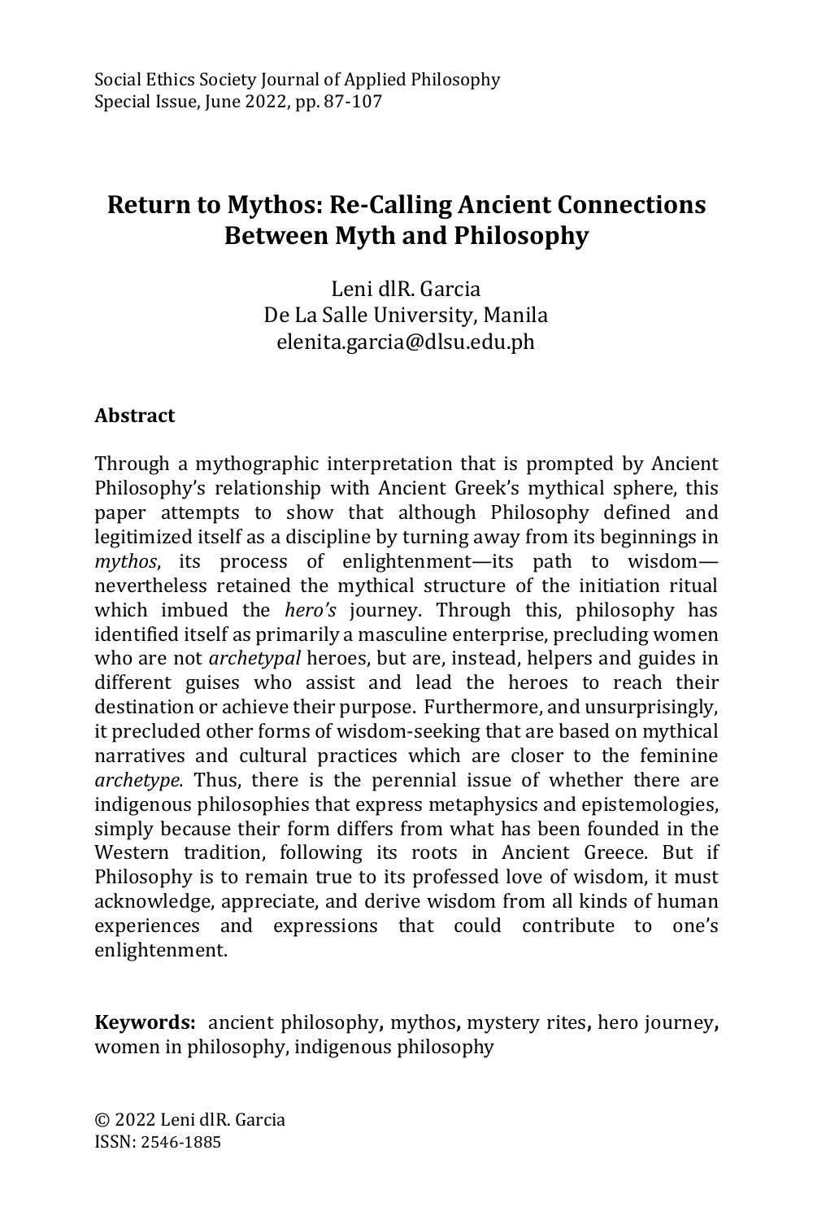# Return to Mythos: Re-Calling Ancient Connections Between Myth and Philosophy

Leni dlR. Garcia
De La Salle University, Manila
elenita.garcia@dlsu.edu.ph

## Abstract

Through a mythographic interpretation that is prompted by Ancient Philosophy's relationship with Ancient Greek's mythical sphere, this paper attempts to show that although Philosophy defined and legitimized itself as a discipline by turning away from its beginnings in *mythos*, its process of enlightenment—its path to wisdom—nevertheless retained the mythical structure of the initiation ritual which imbued the *hero's* journey. Through this, philosophy has identified itself as primarily a masculine enterprise, precluding women who are not *archetypal* heroes, but are, instead, helpers and guides in different guises who assist and lead the heroes to reach their destination or achieve their purpose. Furthermore, and unsurprisingly, it precluded other forms of wisdom-seeking that are based on mythical narratives and cultural practices which are closer to the feminine *archetype.* Thus, there is the perennial issue of whether there are indigenous philosophies that express metaphysics and epistemologies, simply because their form differs from what has been founded in the Western tradition, following its roots in Ancient Greece. But if Philosophy is to remain true to its professed love of wisdom, it must acknowledge, appreciate, and derive wisdom from all kinds of human experiences and expressions that could contribute to one's enlightenment.

**Keywords:** ancient philosophy**,** mythos**,** mystery rites**,** hero journey**,** women in philosophy, indigenous philosophy

© 2022 Leni dlR. Garcia
ISSN: 2546-1885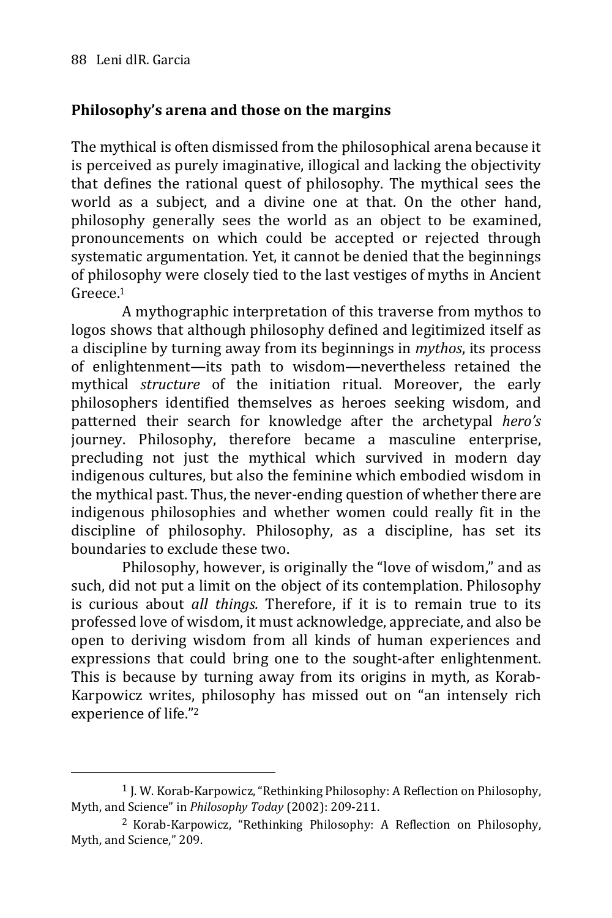## Philosophy's arena and those on the margins

The mythical is often dismissed from the philosophical arena because it is perceived as purely imaginative, illogical and lacking the objectivity that defines the rational quest of philosophy. The mythical sees the world as a subject, and a divine one at that. On the other hand, philosophy generally sees the world as an object to be examined, pronouncements on which could be accepted or rejected through systematic argumentation. Yet, it cannot be denied that the beginnings of philosophy were closely tied to the last vestiges of myths in Ancient Greece.[1]

A mythographic interpretation of this traverse from mythos to logos shows that although philosophy defined and legitimized itself as a discipline by turning away from its beginnings in *mythos*, its process of enlightenment—its path to wisdom—nevertheless retained the mythical *structure* of the initiation ritual. Moreover, the early philosophers identified themselves as heroes seeking wisdom, and patterned their search for knowledge after the archetypal *hero's* journey. Philosophy, therefore became a masculine enterprise, precluding not just the mythical which survived in modern day indigenous cultures, but also the feminine which embodied wisdom in the mythical past. Thus, the never-ending question of whether there are indigenous philosophies and whether women could really fit in the discipline of philosophy. Philosophy, as a discipline, has set its boundaries to exclude these two.

Philosophy, however, is originally the "love of wisdom," and as such, did not put a limit on the object of its contemplation. Philosophy is curious about *all things.* Therefore, if it is to remain true to its professed love of wisdom, it must acknowledge, appreciate, and also be open to deriving wisdom from all kinds of human experiences and expressions that could bring one to the sought-after enlightenment. This is because by turning away from its origins in myth, as Korab-Karpowicz writes, philosophy has missed out on "an intensely rich experience of life."[2]

---

[1] J. W. Korab-Karpowicz, "Rethinking Philosophy: A Reflection on Philosophy, Myth, and Science" in *Philosophy Today* (2002): 209-211.

[2] Korab-Karpowicz, "Rethinking Philosophy: A Reflection on Philosophy, Myth, and Science," 209.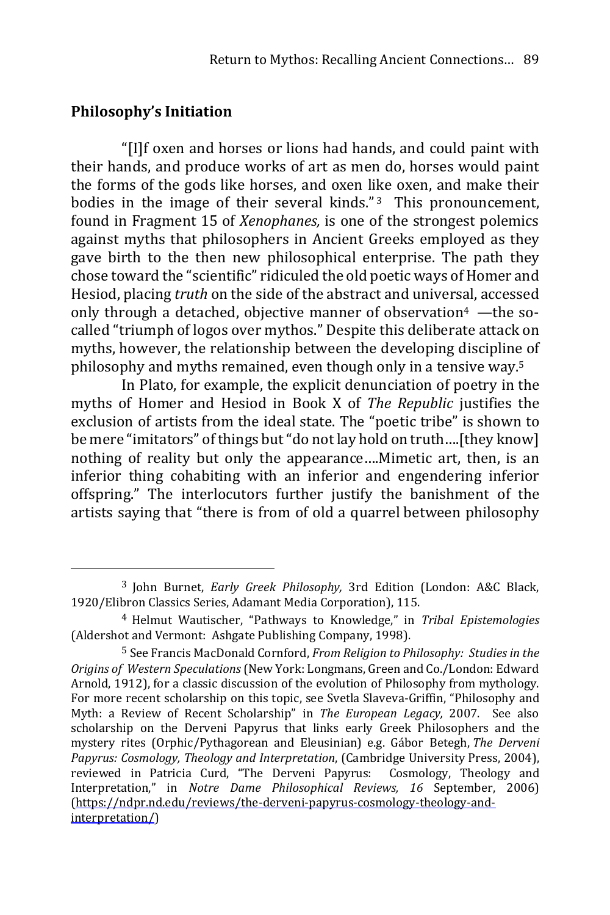## Philosophy's Initiation

"[I]f oxen and horses or lions had hands, and could paint with their hands, and produce works of art as men do, horses would paint the forms of the gods like horses, and oxen like oxen, and make their bodies in the image of their several kinds."[3] This pronouncement, found in Fragment 15 of *Xenophanes,* is one of the strongest polemics against myths that philosophers in Ancient Greeks employed as they gave birth to the then new philosophical enterprise. The path they chose toward the "scientific" ridiculed the old poetic ways of Homer and Hesiod, placing *truth* on the side of the abstract and universal, accessed only through a detached, objective manner of observation[4] —the so-called "triumph of logos over mythos." Despite this deliberate attack on myths, however, the relationship between the developing discipline of philosophy and myths remained, even though only in a tensive way.[5]

In Plato, for example, the explicit denunciation of poetry in the myths of Homer and Hesiod in Book X of *The Republic* justifies the exclusion of artists from the ideal state. The "poetic tribe" is shown to be mere "imitators" of things but "do not lay hold on truth….[they know] nothing of reality but only the appearance….Mimetic art, then, is an inferior thing cohabiting with an inferior and engendering inferior offspring." The interlocutors further justify the banishment of the artists saying that "there is from of old a quarrel between philosophy

---

[3] John Burnet, *Early Greek Philosophy,* 3rd Edition (London: A&C Black, 1920/Elibron Classics Series, Adamant Media Corporation), 115.

[4] Helmut Wautischer, "Pathways to Knowledge," in *Tribal Epistemologies* (Aldershot and Vermont: Ashgate Publishing Company, 1998).

[5] See Francis MacDonald Cornford, *From Religion to Philosophy: Studies in the Origins of Western Speculations* (New York: Longmans, Green and Co./London: Edward Arnold, 1912), for a classic discussion of the evolution of Philosophy from mythology. For more recent scholarship on this topic, see Svetla Slaveva-Griffin, "Philosophy and Myth: a Review of Recent Scholarship" in *The European Legacy,* 2007. See also scholarship on the Derveni Papyrus that links early Greek Philosophers and the mystery rites (Orphic/Pythagorean and Eleusinian) e.g. Gábor Betegh, *The Derveni Papyrus: Cosmology, Theology and Interpretation*, (Cambridge University Press, 2004), reviewed in Patricia Curd, "The Derveni Papyrus: Cosmology, Theology and Interpretation," in *Notre Dame Philosophical Reviews, 16* September, 2006) (https://ndpr.nd.edu/reviews/the-derveni-papyrus-cosmology-theology-and-interpretation/)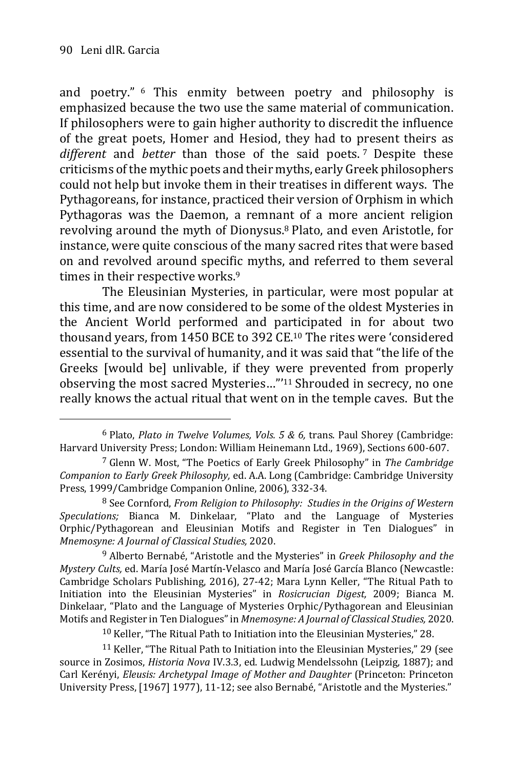and poetry." [6] This enmity between poetry and philosophy is emphasized because the two use the same material of communication. If philosophers were to gain higher authority to discredit the influence of the great poets, Homer and Hesiod, they had to present theirs as *different* and *better* than those of the said poets. [7] Despite these criticisms of the mythic poets and their myths, early Greek philosophers could not help but invoke them in their treatises in different ways. The Pythagoreans, for instance, practiced their version of Orphism in which Pythagoras was the Daemon, a remnant of a more ancient religion revolving around the myth of Dionysus.[8] Plato, and even Aristotle, for instance, were quite conscious of the many sacred rites that were based on and revolved around specific myths, and referred to them several times in their respective works.[9]

The Eleusinian Mysteries, in particular, were most popular at this time, and are now considered to be some of the oldest Mysteries in the Ancient World performed and participated in for about two thousand years, from 1450 BCE to 392 CE.[10] The rites were 'considered essential to the survival of humanity, and it was said that "the life of the Greeks [would be] unlivable, if they were prevented from properly observing the most sacred Mysteries…"'[11] Shrouded in secrecy, no one really knows the actual ritual that went on in the temple caves. But the

---

[6] Plato, *Plato in Twelve Volumes, Vols. 5 & 6,* trans. Paul Shorey (Cambridge: Harvard University Press; London: William Heinemann Ltd., 1969), Sections 600-607.

[7] Glenn W. Most, "The Poetics of Early Greek Philosophy" in *The Cambridge Companion to Early Greek Philosophy,* ed. A.A. Long (Cambridge: Cambridge University Press, 1999/Cambridge Companion Online, 2006), 332-34.

[8] See Cornford, *From Religion to Philosophy: Studies in the Origins of Western Speculations;* Bianca M. Dinkelaar, "Plato and the Language of Mysteries Orphic/Pythagorean and Eleusinian Motifs and Register in Ten Dialogues" in *Mnemosyne: A Journal of Classical Studies,* 2020.

[9] Alberto Bernabé, "Aristotle and the Mysteries" in *Greek Philosophy and the Mystery Cults,* ed. María José Martín-Velasco and María José García Blanco (Newcastle: Cambridge Scholars Publishing, 2016), 27-42; Mara Lynn Keller, "The Ritual Path to Initiation into the Eleusinian Mysteries" in *Rosicrucian Digest,* 2009; Bianca M. Dinkelaar, "Plato and the Language of Mysteries Orphic/Pythagorean and Eleusinian Motifs and Register in Ten Dialogues" in *Mnemosyne: A Journal of Classical Studies,* 2020.

[10] Keller, "The Ritual Path to Initiation into the Eleusinian Mysteries," 28.

[11] Keller, "The Ritual Path to Initiation into the Eleusinian Mysteries," 29 (see source in Zosimos, *Historia Nova* IV.3.3, ed. Ludwig Mendelssohn (Leipzig, 1887); and Carl Kerényi, *Eleusis: Archetypal Image of Mother and Daughter* (Princeton: Princeton University Press, [1967] 1977), 11-12; see also Bernabé, "Aristotle and the Mysteries."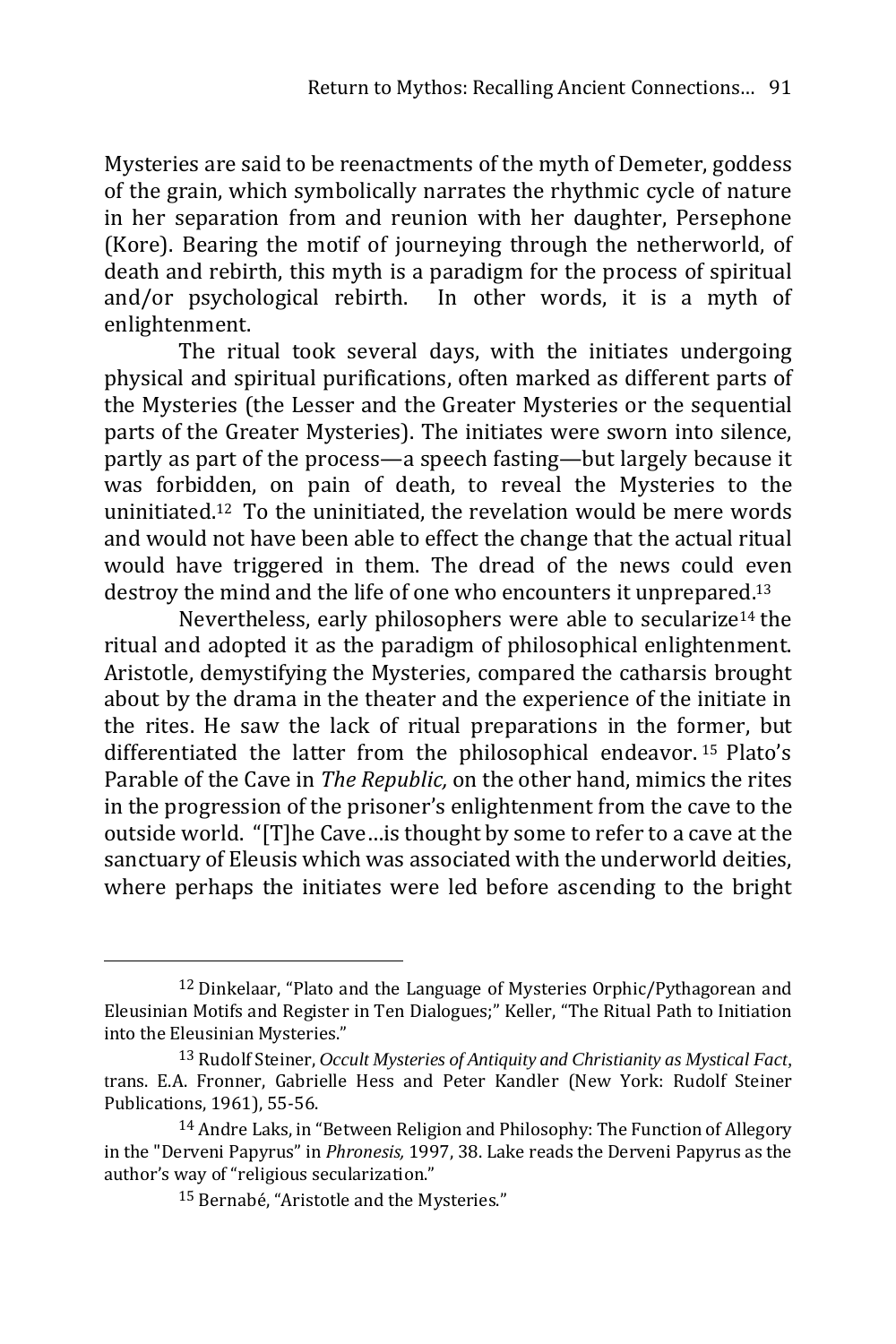Mysteries are said to be reenactments of the myth of Demeter, goddess of the grain, which symbolically narrates the rhythmic cycle of nature in her separation from and reunion with her daughter, Persephone (Kore). Bearing the motif of journeying through the netherworld, of death and rebirth, this myth is a paradigm for the process of spiritual and/or psychological rebirth. In other words, it is a myth of enlightenment.

The ritual took several days, with the initiates undergoing physical and spiritual purifications, often marked as different parts of the Mysteries (the Lesser and the Greater Mysteries or the sequential parts of the Greater Mysteries). The initiates were sworn into silence, partly as part of the process—a speech fasting—but largely because it was forbidden, on pain of death, to reveal the Mysteries to the uninitiated.[12] To the uninitiated, the revelation would be mere words and would not have been able to effect the change that the actual ritual would have triggered in them. The dread of the news could even destroy the mind and the life of one who encounters it unprepared.[13]

Nevertheless, early philosophers were able to secularize[14] the ritual and adopted it as the paradigm of philosophical enlightenment. Aristotle, demystifying the Mysteries, compared the catharsis brought about by the drama in the theater and the experience of the initiate in the rites. He saw the lack of ritual preparations in the former, but differentiated the latter from the philosophical endeavor.[15] Plato's Parable of the Cave in *The Republic,* on the other hand, mimics the rites in the progression of the prisoner's enlightenment from the cave to the outside world. "[T]he Cave…is thought by some to refer to a cave at the sanctuary of Eleusis which was associated with the underworld deities, where perhaps the initiates were led before ascending to the bright

---

[12] Dinkelaar, "Plato and the Language of Mysteries Orphic/Pythagorean and Eleusinian Motifs and Register in Ten Dialogues;" Keller, "The Ritual Path to Initiation into the Eleusinian Mysteries."

[13] Rudolf Steiner, *Occult Mysteries of Antiquity and Christianity as Mystical Fact*, trans. E.A. Fronner, Gabrielle Hess and Peter Kandler (New York: Rudolf Steiner Publications, 1961), 55-56.

[14] Andre Laks, in "Between Religion and Philosophy: The Function of Allegory in the "Derveni Papyrus" in *Phronesis,* 1997, 38. Lake reads the Derveni Papyrus as the author's way of "religious secularization."

[15] Bernabé, "Aristotle and the Mysteries."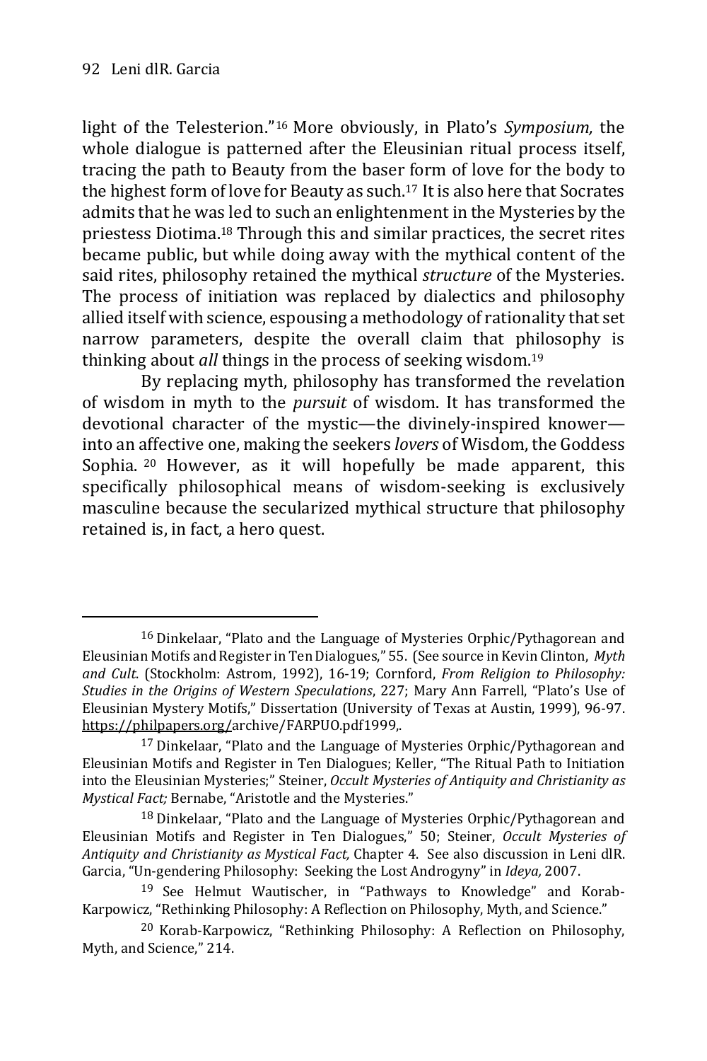light of the Telesterion."[16] More obviously, in Plato's *Symposium,* the whole dialogue is patterned after the Eleusinian ritual process itself, tracing the path to Beauty from the baser form of love for the body to the highest form of love for Beauty as such.[17] It is also here that Socrates admits that he was led to such an enlightenment in the Mysteries by the priestess Diotima.[18] Through this and similar practices, the secret rites became public, but while doing away with the mythical content of the said rites, philosophy retained the mythical *structure* of the Mysteries. The process of initiation was replaced by dialectics and philosophy allied itself with science, espousing a methodology of rationality that set narrow parameters, despite the overall claim that philosophy is thinking about *all* things in the process of seeking wisdom.[19]

By replacing myth, philosophy has transformed the revelation of wisdom in myth to the *pursuit* of wisdom. It has transformed the devotional character of the mystic—the divinely-inspired knower—into an affective one, making the seekers *lovers* of Wisdom, the Goddess Sophia. [20] However, as it will hopefully be made apparent, this specifically philosophical means of wisdom-seeking is exclusively masculine because the secularized mythical structure that philosophy retained is, in fact, a hero quest.

---

[16] Dinkelaar, "Plato and the Language of Mysteries Orphic/Pythagorean and Eleusinian Motifs and Register in Ten Dialogues," 55. (See source in Kevin Clinton, *Myth and Cult*. (Stockholm: Astrom, 1992), 16-19; Cornford, *From Religion to Philosophy: Studies in the Origins of Western Speculations*, 227; Mary Ann Farrell, "Plato's Use of Eleusinian Mystery Motifs," Dissertation (University of Texas at Austin, 1999), 96-97. https://philpapers.org/archive/FARPUO.pdf1999,.

[17] Dinkelaar, "Plato and the Language of Mysteries Orphic/Pythagorean and Eleusinian Motifs and Register in Ten Dialogues; Keller, "The Ritual Path to Initiation into the Eleusinian Mysteries;" Steiner, *Occult Mysteries of Antiquity and Christianity as Mystical Fact;* Bernabe, "Aristotle and the Mysteries."

[18] Dinkelaar, "Plato and the Language of Mysteries Orphic/Pythagorean and Eleusinian Motifs and Register in Ten Dialogues," 50; Steiner, *Occult Mysteries of Antiquity and Christianity as Mystical Fact,* Chapter 4. See also discussion in Leni dlR. Garcia, "Un-gendering Philosophy: Seeking the Lost Androgyny" in *Ideya,* 2007.

[19] See Helmut Wautischer, in "Pathways to Knowledge" and Korab-Karpowicz, "Rethinking Philosophy: A Reflection on Philosophy, Myth, and Science."

[20] Korab-Karpowicz, "Rethinking Philosophy: A Reflection on Philosophy, Myth, and Science," 214.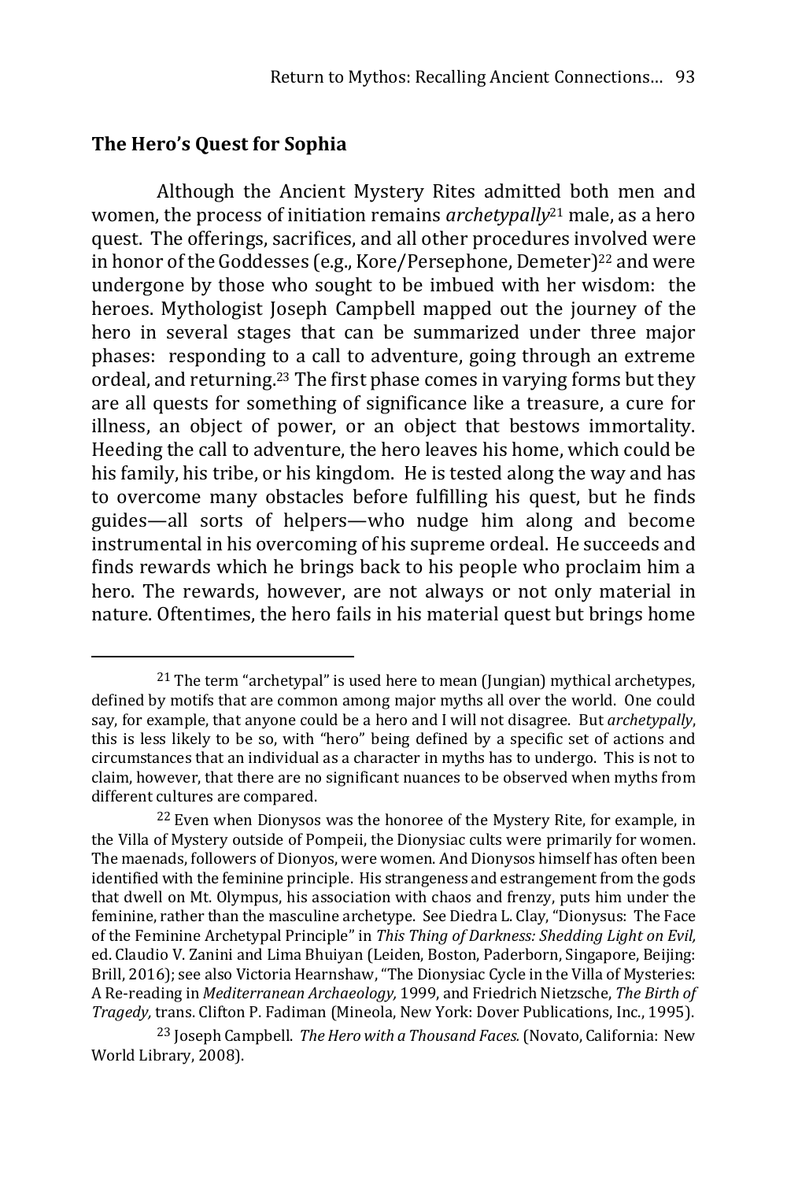## The Hero's Quest for Sophia

Although the Ancient Mystery Rites admitted both men and women, the process of initiation remains *archetypally*[21] male, as a hero quest. The offerings, sacrifices, and all other procedures involved were in honor of the Goddesses (e.g., Kore/Persephone, Demeter)[22] and were undergone by those who sought to be imbued with her wisdom: the heroes. Mythologist Joseph Campbell mapped out the journey of the hero in several stages that can be summarized under three major phases: responding to a call to adventure, going through an extreme ordeal, and returning.[23] The first phase comes in varying forms but they are all quests for something of significance like a treasure, a cure for illness, an object of power, or an object that bestows immortality. Heeding the call to adventure, the hero leaves his home, which could be his family, his tribe, or his kingdom. He is tested along the way and has to overcome many obstacles before fulfilling his quest, but he finds guides—all sorts of helpers—who nudge him along and become instrumental in his overcoming of his supreme ordeal. He succeeds and finds rewards which he brings back to his people who proclaim him a hero. The rewards, however, are not always or not only material in nature. Oftentimes, the hero fails in his material quest but brings home

---

[21] The term "archetypal" is used here to mean (Jungian) mythical archetypes, defined by motifs that are common among major myths all over the world. One could say, for example, that anyone could be a hero and I will not disagree. But *archetypally*, this is less likely to be so, with "hero" being defined by a specific set of actions and circumstances that an individual as a character in myths has to undergo. This is not to claim, however, that there are no significant nuances to be observed when myths from different cultures are compared.

[22] Even when Dionysos was the honoree of the Mystery Rite, for example, in the Villa of Mystery outside of Pompeii, the Dionysiac cults were primarily for women. The maenads, followers of Dionyos, were women. And Dionysos himself has often been identified with the feminine principle. His strangeness and estrangement from the gods that dwell on Mt. Olympus, his association with chaos and frenzy, puts him under the feminine, rather than the masculine archetype. See Diedra L. Clay, "Dionysus: The Face of the Feminine Archetypal Principle" in *This Thing of Darkness: Shedding Light on Evil,* ed. Claudio V. Zanini and Lima Bhuiyan (Leiden, Boston, Paderborn, Singapore, Beijing: Brill, 2016); see also Victoria Hearnshaw, "The Dionysiac Cycle in the Villa of Mysteries: A Re-reading in *Mediterranean Archaeology,* 1999, and Friedrich Nietzsche, *The Birth of Tragedy,* trans. Clifton P. Fadiman (Mineola, New York: Dover Publications, Inc., 1995).

[23] Joseph Campbell. *The Hero with a Thousand Faces.* (Novato, California: New World Library, 2008).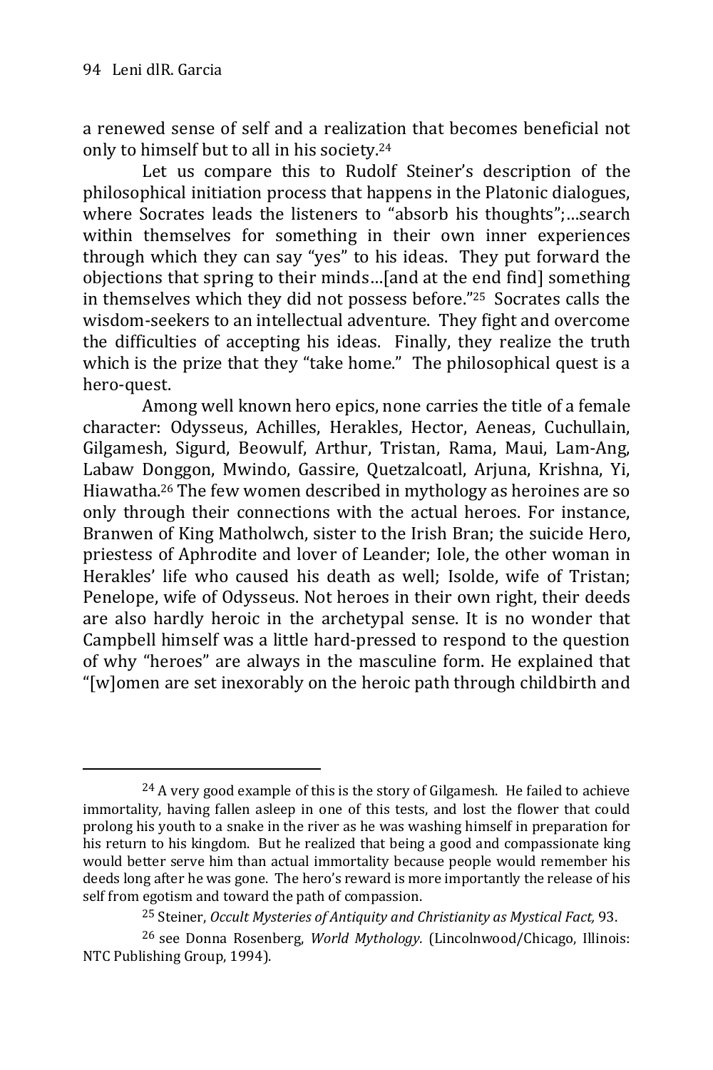a renewed sense of self and a realization that becomes beneficial not only to himself but to all in his society.[24]

Let us compare this to Rudolf Steiner's description of the philosophical initiation process that happens in the Platonic dialogues, where Socrates leads the listeners to "absorb his thoughts";…search within themselves for something in their own inner experiences through which they can say "yes" to his ideas. They put forward the objections that spring to their minds…[and at the end find] something in themselves which they did not possess before."[25] Socrates calls the wisdom-seekers to an intellectual adventure. They fight and overcome the difficulties of accepting his ideas. Finally, they realize the truth which is the prize that they "take home." The philosophical quest is a hero-quest.

Among well known hero epics, none carries the title of a female character: Odysseus, Achilles, Herakles, Hector, Aeneas, Cuchullain, Gilgamesh, Sigurd, Beowulf, Arthur, Tristan, Rama, Maui, Lam-Ang, Labaw Donggon, Mwindo, Gassire, Quetzalcoatl, Arjuna, Krishna, Yi, Hiawatha.[26] The few women described in mythology as heroines are so only through their connections with the actual heroes. For instance, Branwen of King Matholwch, sister to the Irish Bran; the suicide Hero, priestess of Aphrodite and lover of Leander; Iole, the other woman in Herakles' life who caused his death as well; Isolde, wife of Tristan; Penelope, wife of Odysseus. Not heroes in their own right, their deeds are also hardly heroic in the archetypal sense. It is no wonder that Campbell himself was a little hard-pressed to respond to the question of why "heroes" are always in the masculine form. He explained that "[w]omen are set inexorably on the heroic path through childbirth and

---

[24] A very good example of this is the story of Gilgamesh. He failed to achieve immortality, having fallen asleep in one of this tests, and lost the flower that could prolong his youth to a snake in the river as he was washing himself in preparation for his return to his kingdom. But he realized that being a good and compassionate king would better serve him than actual immortality because people would remember his deeds long after he was gone. The hero's reward is more importantly the release of his self from egotism and toward the path of compassion.

[25] Steiner, *Occult Mysteries of Antiquity and Christianity as Mystical Fact,* 93.

[26] see Donna Rosenberg, *World Mythology.* (Lincolnwood/Chicago, Illinois: NTC Publishing Group, 1994).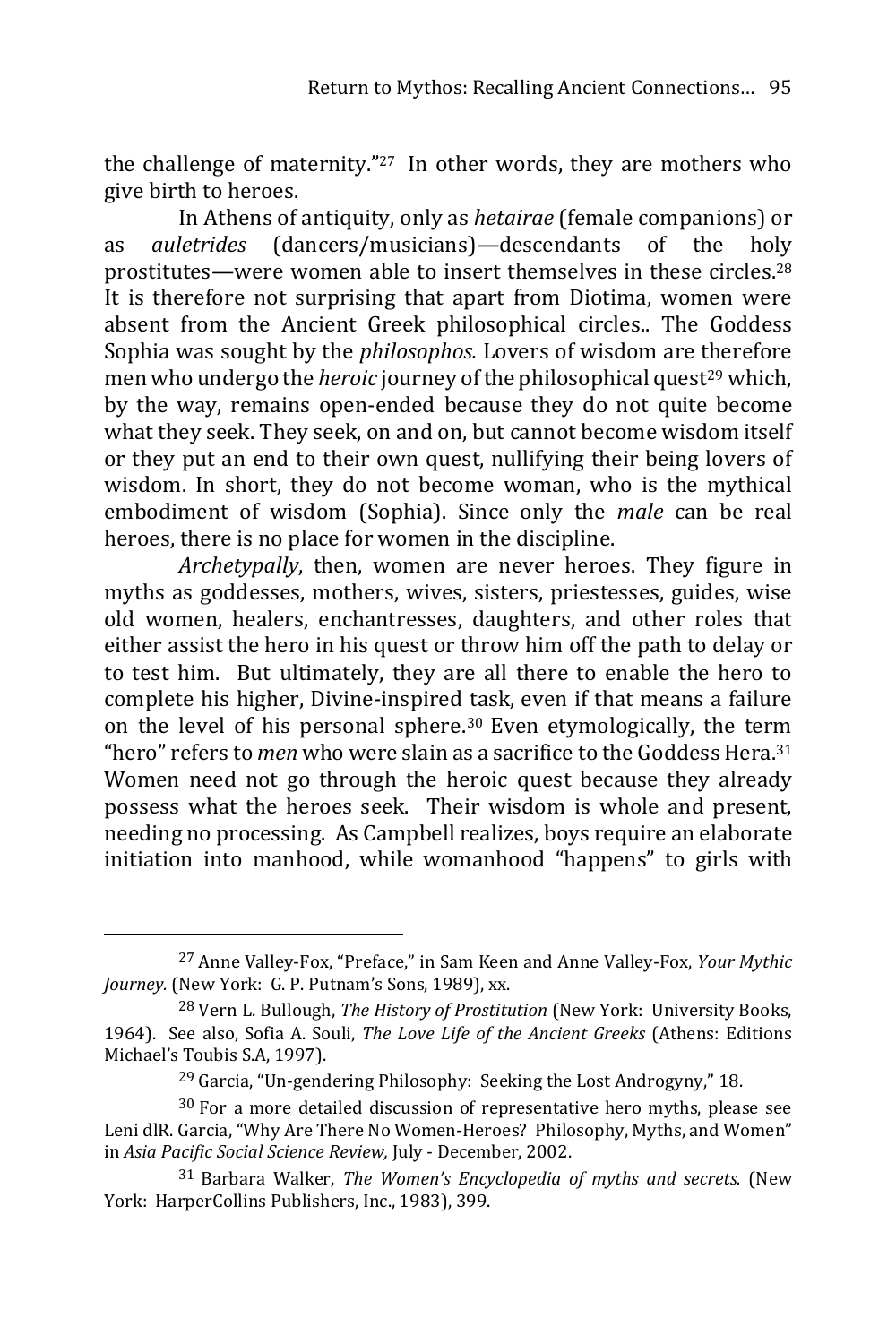the challenge of maternity."[27] In other words, they are mothers who give birth to heroes.

In Athens of antiquity, only as *hetairae* (female companions) or as *auletrides* (dancers/musicians)—descendants of the holy prostitutes—were women able to insert themselves in these circles.[28] It is therefore not surprising that apart from Diotima, women were absent from the Ancient Greek philosophical circles.. The Goddess Sophia was sought by the *philosophos.* Lovers of wisdom are therefore men who undergo the *heroic* journey of the philosophical quest[29] which, by the way, remains open-ended because they do not quite become what they seek. They seek, on and on, but cannot become wisdom itself or they put an end to their own quest, nullifying their being lovers of wisdom. In short, they do not become woman, who is the mythical embodiment of wisdom (Sophia). Since only the *male* can be real heroes, there is no place for women in the discipline.

*Archetypally*, then, women are never heroes. They figure in myths as goddesses, mothers, wives, sisters, priestesses, guides, wise old women, healers, enchantresses, daughters, and other roles that either assist the hero in his quest or throw him off the path to delay or to test him. But ultimately, they are all there to enable the hero to complete his higher, Divine-inspired task, even if that means a failure on the level of his personal sphere.[30] Even etymologically, the term "hero" refers to *men* who were slain as a sacrifice to the Goddess Hera.[31] Women need not go through the heroic quest because they already possess what the heroes seek. Their wisdom is whole and present, needing no processing. As Campbell realizes, boys require an elaborate initiation into manhood, while womanhood "happens" to girls with

---

[27] Anne Valley-Fox, "Preface," in Sam Keen and Anne Valley-Fox, *Your Mythic Journey.* (New York: G. P. Putnam's Sons, 1989), xx.

[28] Vern L. Bullough, *The History of Prostitution* (New York: University Books, 1964). See also, Sofia A. Souli, *The Love Life of the Ancient Greeks* (Athens: Editions Michael's Toubis S.A, 1997).

[29] Garcia, "Un-gendering Philosophy: Seeking the Lost Androgyny," 18.

[30] For a more detailed discussion of representative hero myths, please see Leni dlR. Garcia, "Why Are There No Women-Heroes? Philosophy, Myths, and Women" in *Asia Pacific Social Science Review,* July - December, 2002.

[31] Barbara Walker, *The Women's Encyclopedia of myths and secrets.* (New York: HarperCollins Publishers, Inc., 1983), 399.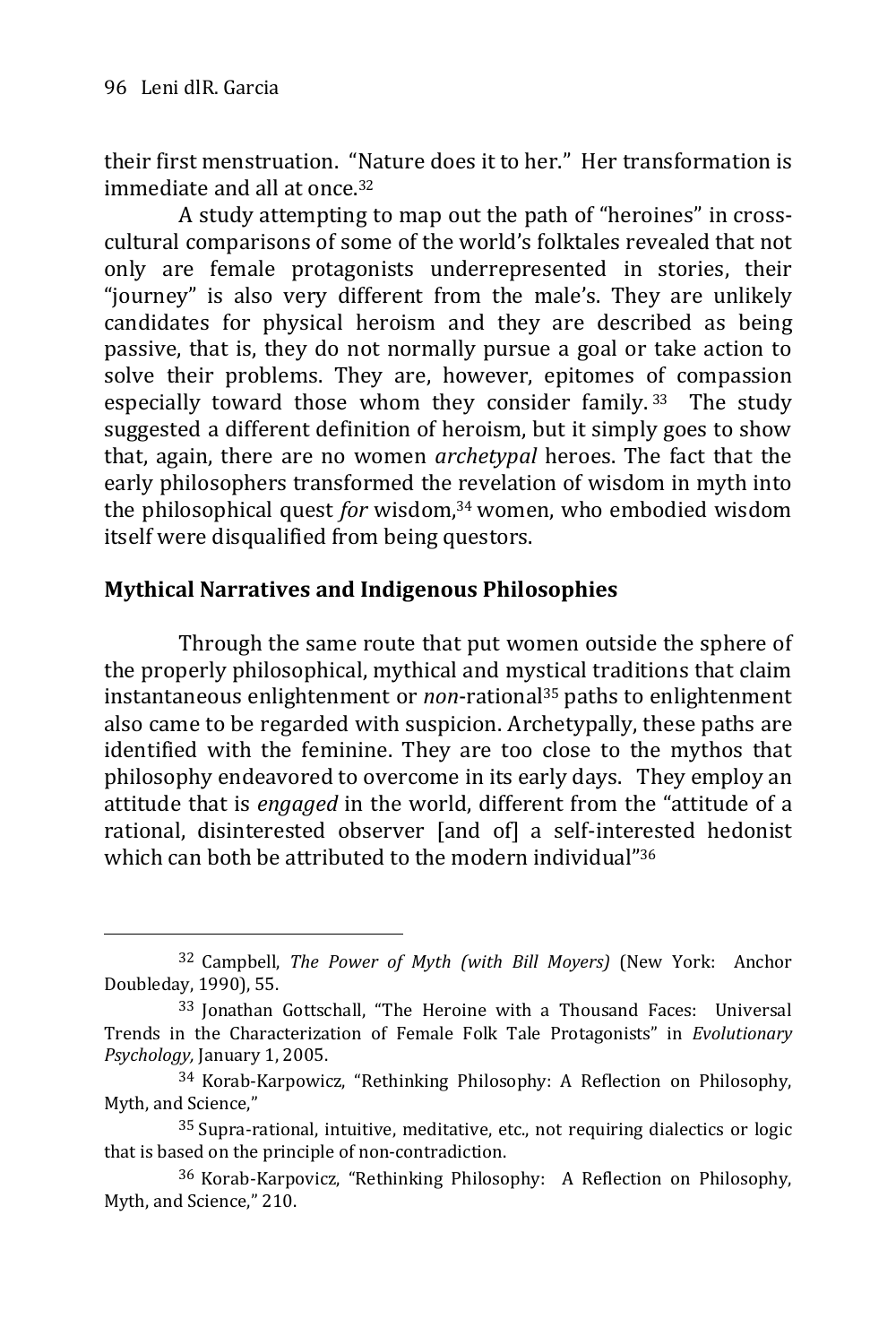their first menstruation. "Nature does it to her." Her transformation is immediate and all at once.[32]

A study attempting to map out the path of "heroines" in cross-cultural comparisons of some of the world's folktales revealed that not only are female protagonists underrepresented in stories, their "journey" is also very different from the male's. They are unlikely candidates for physical heroism and they are described as being passive, that is, they do not normally pursue a goal or take action to solve their problems. They are, however, epitomes of compassion especially toward those whom they consider family.[33] The study suggested a different definition of heroism, but it simply goes to show that, again, there are no women *archetypal* heroes. The fact that the early philosophers transformed the revelation of wisdom in myth into the philosophical quest *for* wisdom,[34] women, who embodied wisdom itself were disqualified from being questors.

## Mythical Narratives and Indigenous Philosophies

Through the same route that put women outside the sphere of the properly philosophical, mythical and mystical traditions that claim instantaneous enlightenment or *non*-rational[35] paths to enlightenment also came to be regarded with suspicion. Archetypally, these paths are identified with the feminine. They are too close to the mythos that philosophy endeavored to overcome in its early days. They employ an attitude that is *engaged* in the world, different from the "attitude of a rational, disinterested observer [and of] a self-interested hedonist which can both be attributed to the modern individual"[36]

---

[32] Campbell, *The Power of Myth (with Bill Moyers)* (New York: Anchor Doubleday, 1990), 55.

[33] Jonathan Gottschall, "The Heroine with a Thousand Faces: Universal Trends in the Characterization of Female Folk Tale Protagonists" in *Evolutionary Psychology,* January 1, 2005.

[34] Korab-Karpowicz, "Rethinking Philosophy: A Reflection on Philosophy, Myth, and Science,"

[35] Supra-rational, intuitive, meditative, etc., not requiring dialectics or logic that is based on the principle of non-contradiction.

[36] Korab-Karpovicz, "Rethinking Philosophy: A Reflection on Philosophy, Myth, and Science," 210.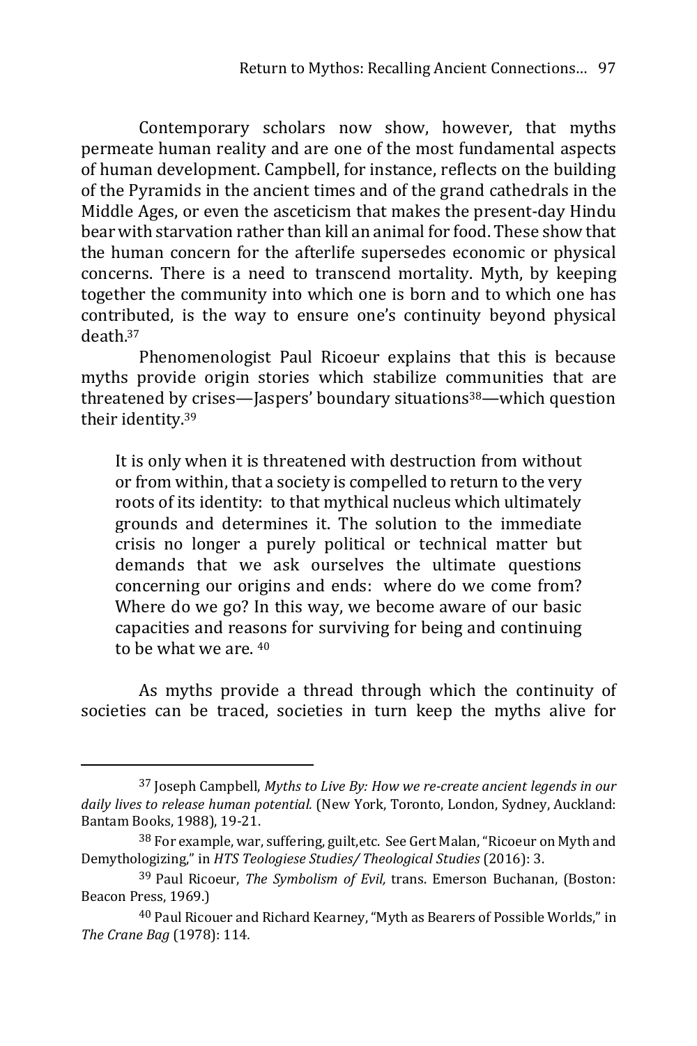Contemporary scholars now show, however, that myths permeate human reality and are one of the most fundamental aspects of human development. Campbell, for instance, reflects on the building of the Pyramids in the ancient times and of the grand cathedrals in the Middle Ages, or even the asceticism that makes the present-day Hindu bear with starvation rather than kill an animal for food. These show that the human concern for the afterlife supersedes economic or physical concerns. There is a need to transcend mortality. Myth, by keeping together the community into which one is born and to which one has contributed, is the way to ensure one's continuity beyond physical death.[37]

Phenomenologist Paul Ricoeur explains that this is because myths provide origin stories which stabilize communities that are threatened by crises—Jaspers' boundary situations[38]—which question their identity.[39]

> It is only when it is threatened with destruction from without or from within, that a society is compelled to return to the very roots of its identity: to that mythical nucleus which ultimately grounds and determines it. The solution to the immediate crisis no longer a purely political or technical matter but demands that we ask ourselves the ultimate questions concerning our origins and ends: where do we come from? Where do we go? In this way, we become aware of our basic capacities and reasons for surviving for being and continuing to be what we are. [40]

As myths provide a thread through which the continuity of societies can be traced, societies in turn keep the myths alive for

---

[37] Joseph Campbell, *Myths to Live By: How we re-create ancient legends in our daily lives to release human potential.* (New York, Toronto, London, Sydney, Auckland: Bantam Books, 1988), 19-21.

[38] For example, war, suffering, guilt,etc. See Gert Malan, "Ricoeur on Myth and Demythologizing," in *HTS Teologiese Studies/ Theological Studies* (2016): 3.

[39] Paul Ricoeur, *The Symbolism of Evil,* trans. Emerson Buchanan, (Boston: Beacon Press, 1969.)

[40] Paul Ricouer and Richard Kearney, "Myth as Bearers of Possible Worlds," in *The Crane Bag* (1978): 114*.*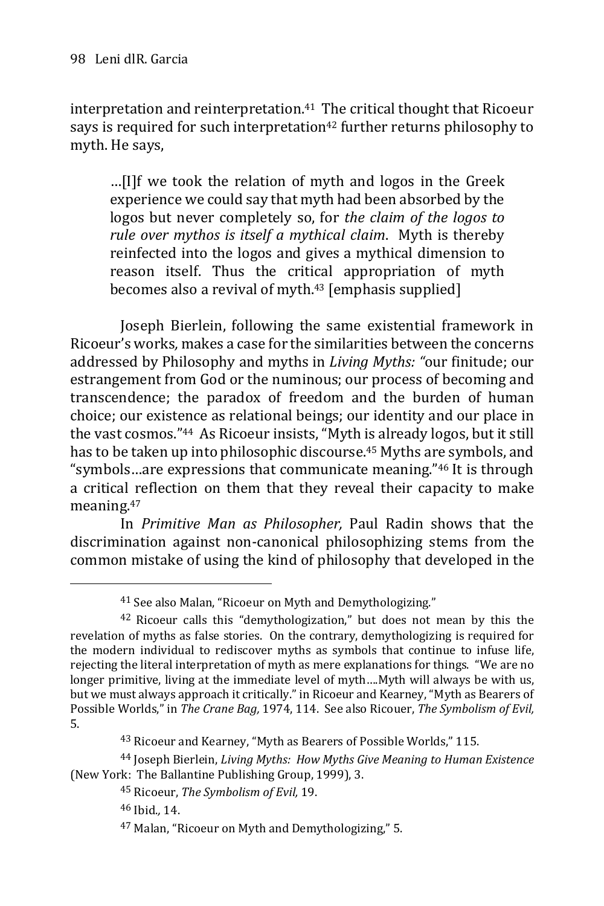interpretation and reinterpretation.[41] The critical thought that Ricoeur says is required for such interpretation[42] further returns philosophy to myth. He says,

> …[I]f we took the relation of myth and logos in the Greek experience we could say that myth had been absorbed by the logos but never completely so, for *the claim of the logos to rule over mythos is itself a mythical claim*. Myth is thereby reinfected into the logos and gives a mythical dimension to reason itself. Thus the critical appropriation of myth becomes also a revival of myth.[43] [emphasis supplied]

Joseph Bierlein, following the same existential framework in Ricoeur's works, makes a case for the similarities between the concerns addressed by Philosophy and myths in *Living Myths: "*our finitude; our estrangement from God or the numinous; our process of becoming and transcendence; the paradox of freedom and the burden of human choice; our existence as relational beings; our identity and our place in the vast cosmos."[44] As Ricoeur insists, "Myth is already logos, but it still has to be taken up into philosophic discourse.[45] Myths are symbols, and "symbols…are expressions that communicate meaning."[46] It is through a critical reflection on them that they reveal their capacity to make meaning.[47]

In *Primitive Man as Philosopher,* Paul Radin shows that the discrimination against non-canonical philosophizing stems from the common mistake of using the kind of philosophy that developed in the

---

[41] See also Malan, "Ricoeur on Myth and Demythologizing."

[42] Ricoeur calls this "demythologization," but does not mean by this the revelation of myths as false stories. On the contrary, demythologizing is required for the modern individual to rediscover myths as symbols that continue to infuse life, rejecting the literal interpretation of myth as mere explanations for things. "We are no longer primitive, living at the immediate level of myth….Myth will always be with us, but we must always approach it critically." in Ricoeur and Kearney, "Myth as Bearers of Possible Worlds," in *The Crane Bag,* 1974, 114. See also Ricouer, *The Symbolism of Evil,* 5.

[43] Ricoeur and Kearney, "Myth as Bearers of Possible Worlds," 115.

[44] Joseph Bierlein, *Living Myths: How Myths Give Meaning to Human Existence* (New York: The Ballantine Publishing Group, 1999), 3.

[45] Ricoeur, *The Symbolism of Evil,* 19.

[46] Ibid.*,* 14.

[47] Malan, "Ricoeur on Myth and Demythologizing," 5.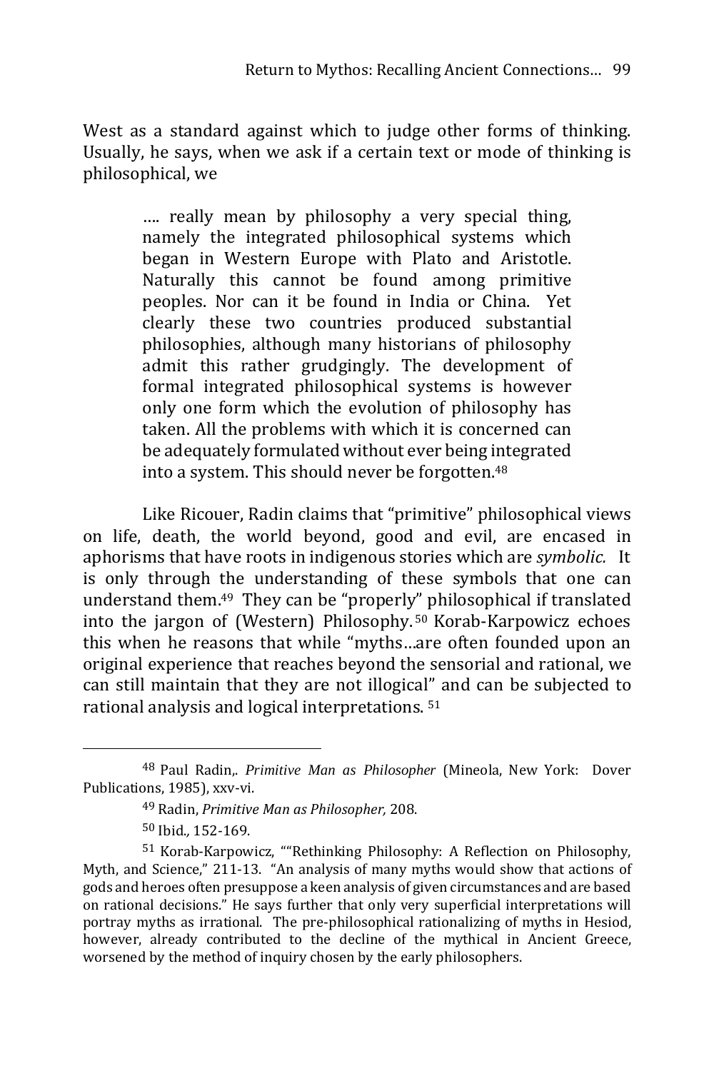West as a standard against which to judge other forms of thinking. Usually, he says, when we ask if a certain text or mode of thinking is philosophical, we

> …. really mean by philosophy a very special thing, namely the integrated philosophical systems which began in Western Europe with Plato and Aristotle. Naturally this cannot be found among primitive peoples. Nor can it be found in India or China. Yet clearly these two countries produced substantial philosophies, although many historians of philosophy admit this rather grudgingly. The development of formal integrated philosophical systems is however only one form which the evolution of philosophy has taken. All the problems with which it is concerned can be adequately formulated without ever being integrated into a system. This should never be forgotten.[48]

Like Ricouer, Radin claims that "primitive" philosophical views on life, death, the world beyond, good and evil, are encased in aphorisms that have roots in indigenous stories which are *symbolic.* It is only through the understanding of these symbols that one can understand them.[49] They can be "properly" philosophical if translated into the jargon of (Western) Philosophy.[50] Korab-Karpowicz echoes this when he reasons that while "myths…are often founded upon an original experience that reaches beyond the sensorial and rational, we can still maintain that they are not illogical" and can be subjected to rational analysis and logical interpretations.[51]

---

[48] Paul Radin,. *Primitive Man as Philosopher* (Mineola, New York: Dover Publications, 1985), xxv-vi.

[49] Radin, *Primitive Man as Philosopher,* 208.

[50] Ibid*.,* 152-169.

[51] Korab-Karpowicz, ""Rethinking Philosophy: A Reflection on Philosophy, Myth, and Science," 211-13. "An analysis of many myths would show that actions of gods and heroes often presuppose a keen analysis of given circumstances and are based on rational decisions." He says further that only very superficial interpretations will portray myths as irrational. The pre-philosophical rationalizing of myths in Hesiod, however, already contributed to the decline of the mythical in Ancient Greece, worsened by the method of inquiry chosen by the early philosophers.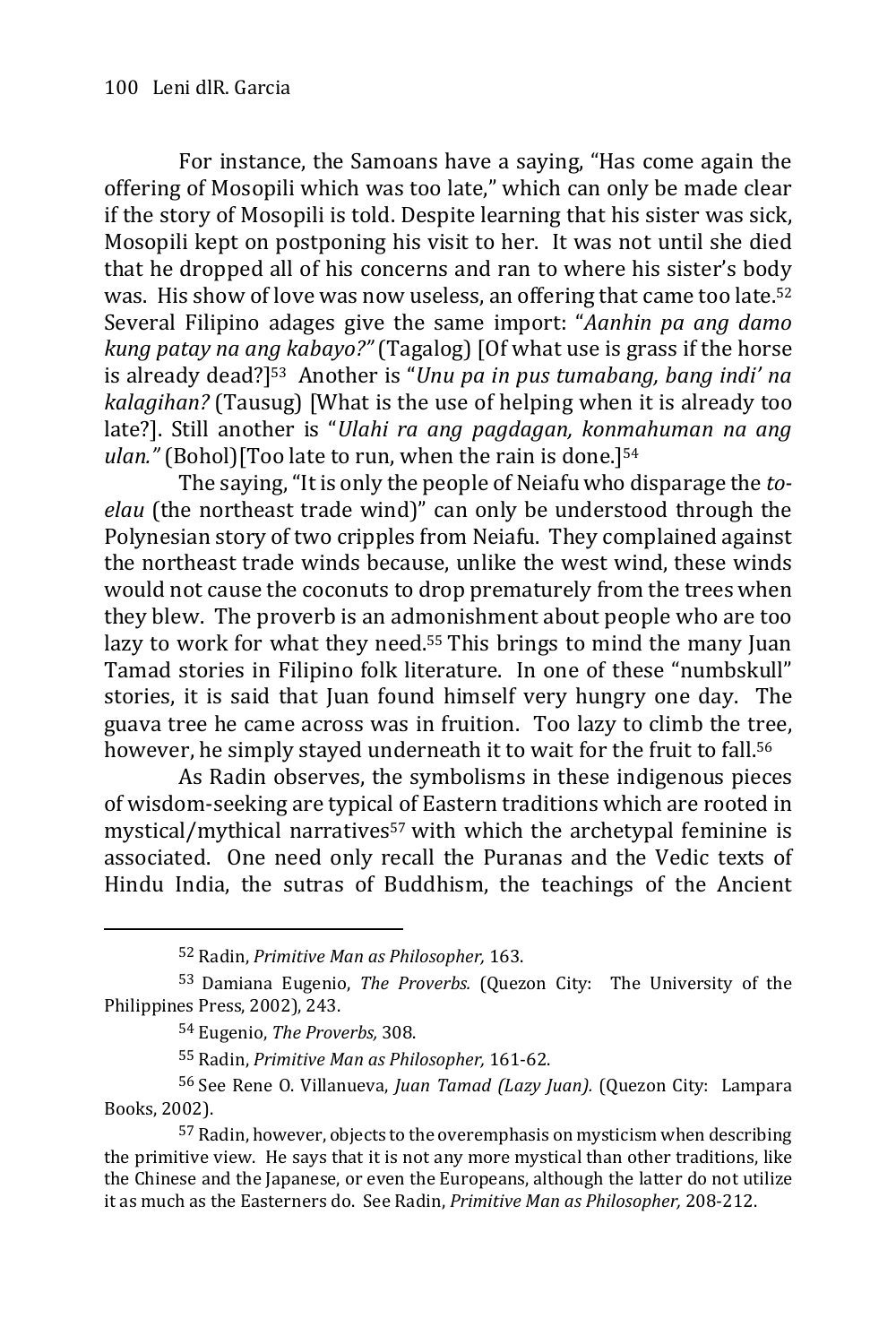For instance, the Samoans have a saying, "Has come again the offering of Mosopili which was too late," which can only be made clear if the story of Mosopili is told. Despite learning that his sister was sick, Mosopili kept on postponing his visit to her. It was not until she died that he dropped all of his concerns and ran to where his sister's body was. His show of love was now useless, an offering that came too late.[52] Several Filipino adages give the same import: "*Aanhin pa ang damo kung patay na ang kabayo?"* (Tagalog) [Of what use is grass if the horse is already dead?][53] Another is "*Unu pa in pus tumabang, bang indi' na kalagihan?* (Tausug) [What is the use of helping when it is already too late?]. Still another is "*Ulahi ra ang pagdagan, konmahuman na ang ulan."* (Bohol)[Too late to run, when the rain is done.][54]

The saying, "It is only the people of Neiafu who disparage the *to-elau* (the northeast trade wind)" can only be understood through the Polynesian story of two cripples from Neiafu. They complained against the northeast trade winds because, unlike the west wind, these winds would not cause the coconuts to drop prematurely from the trees when they blew. The proverb is an admonishment about people who are too lazy to work for what they need.[55] This brings to mind the many Juan Tamad stories in Filipino folk literature. In one of these "numbskull" stories, it is said that Juan found himself very hungry one day. The guava tree he came across was in fruition. Too lazy to climb the tree, however, he simply stayed underneath it to wait for the fruit to fall.[56]

As Radin observes, the symbolisms in these indigenous pieces of wisdom-seeking are typical of Eastern traditions which are rooted in mystical/mythical narratives[57] with which the archetypal feminine is associated. One need only recall the Puranas and the Vedic texts of Hindu India, the sutras of Buddhism, the teachings of the Ancient

---

[52] Radin, *Primitive Man as Philosopher,* 163.

[53] Damiana Eugenio, *The Proverbs.* (Quezon City: The University of the Philippines Press, 2002), 243.

[54] Eugenio, *The Proverbs,* 308.

[55] Radin, *Primitive Man as Philosopher,* 161-62.

[56] See Rene O. Villanueva, *Juan Tamad (Lazy Juan).* (Quezon City: Lampara Books, 2002).

[57] Radin, however, objects to the overemphasis on mysticism when describing the primitive view. He says that it is not any more mystical than other traditions, like the Chinese and the Japanese, or even the Europeans, although the latter do not utilize it as much as the Easterners do. See Radin, *Primitive Man as Philosopher,* 208-212.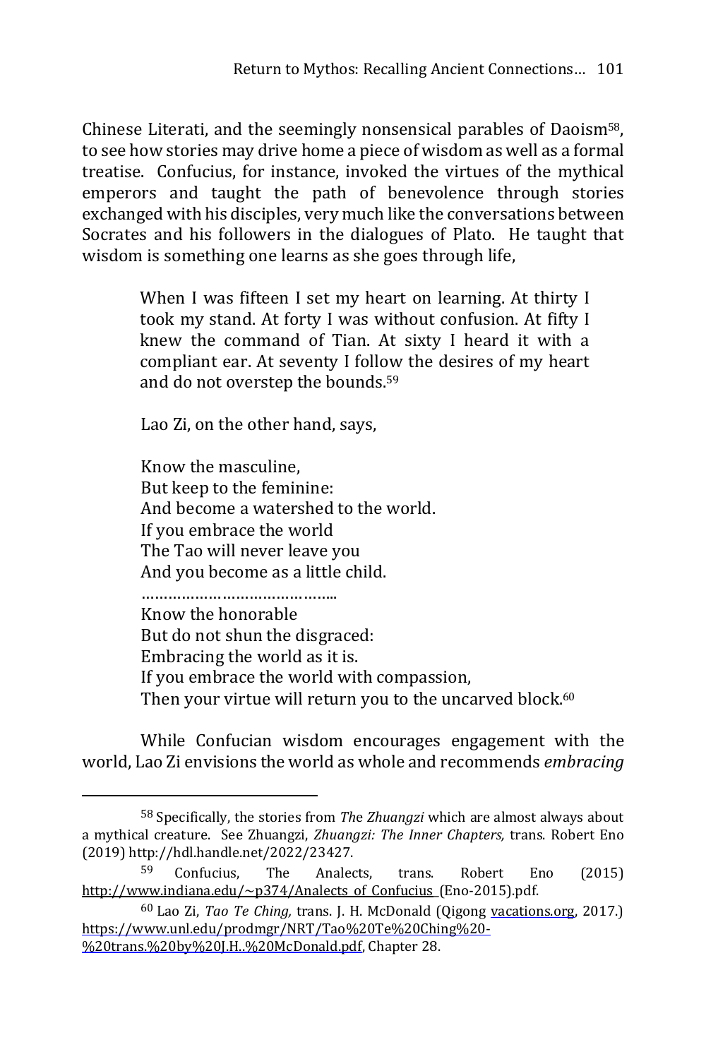Chinese Literati, and the seemingly nonsensical parables of Daoism[58], to see how stories may drive home a piece of wisdom as well as a formal treatise. Confucius, for instance, invoked the virtues of the mythical emperors and taught the path of benevolence through stories exchanged with his disciples, very much like the conversations between Socrates and his followers in the dialogues of Plato. He taught that wisdom is something one learns as she goes through life,

> When I was fifteen I set my heart on learning. At thirty I took my stand. At forty I was without confusion. At fifty I knew the command of Tian. At sixty I heard it with a compliant ear. At seventy I follow the desires of my heart and do not overstep the bounds.[59]

Lao Zi, on the other hand, says,

> Know the masculine,
> But keep to the feminine:
> And become a watershed to the world.
> If you embrace the world
> The Tao will never leave you
> And you become as a little child.
> ……………………………………..
> Know the honorable
> But do not shun the disgraced:
> Embracing the world as it is.
> If you embrace the world with compassion,
> Then your virtue will return you to the uncarved block.[60]

While Confucian wisdom encourages engagement with the world, Lao Zi envisions the world as whole and recommends *embracing*

---

[58] Specifically, the stories from *The Zhuangzi* which are almost always about a mythical creature. See Zhuangzi, *Zhuangzi: The Inner Chapters,* trans. Robert Eno (2019) http://hdl.handle.net/2022/23427.

[59] Confucius, The Analects, trans. Robert Eno (2015) http://www.indiana.edu/~p374/Analects_of_Confucius_(Eno-2015).pdf.

[60] Lao Zi, *Tao Te Ching,* trans. J. H. McDonald (Qigong vacations.org, 2017.) https://www.unl.edu/prodmgr/NRT/Tao%20Te%20Ching%20-%20trans.%20by%20J.H..%20McDonald.pdf, Chapter 28.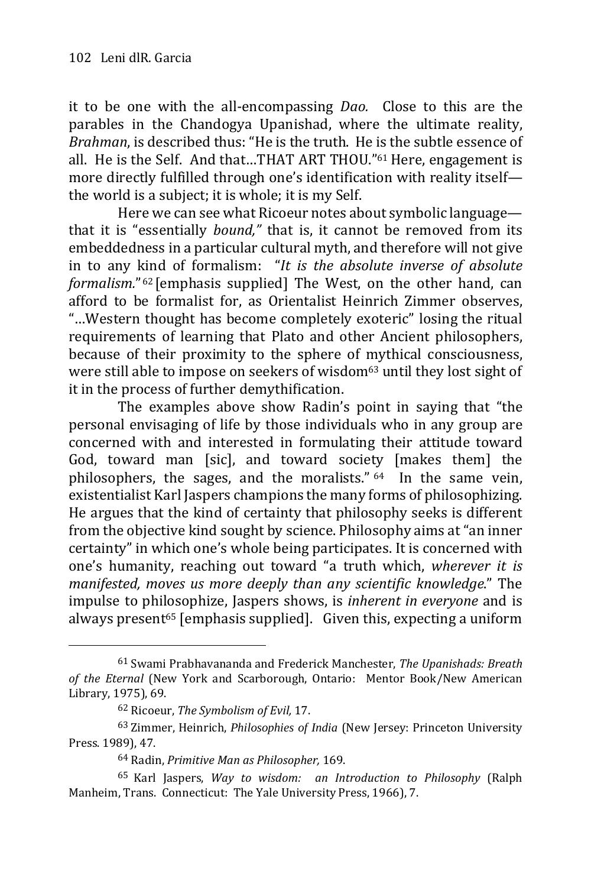it to be one with the all-encompassing *Dao.* Close to this are the parables in the Chandogya Upanishad, where the ultimate reality, *Brahman*, is described thus: "He is the truth. He is the subtle essence of all. He is the Self. And that…THAT ART THOU."[61] Here, engagement is more directly fulfilled through one's identification with reality itself—the world is a subject; it is whole; it is my Self.

Here we can see what Ricoeur notes about symbolic language—that it is "essentially *bound,"* that is, it cannot be removed from its embeddedness in a particular cultural myth, and therefore will not give in to any kind of formalism: "*It is the absolute inverse of absolute formalism.*"[62] [emphasis supplied] The West, on the other hand, can afford to be formalist for, as Orientalist Heinrich Zimmer observes, "…Western thought has become completely exoteric" losing the ritual requirements of learning that Plato and other Ancient philosophers, because of their proximity to the sphere of mythical consciousness, were still able to impose on seekers of wisdom[63] until they lost sight of it in the process of further demythification.

The examples above show Radin's point in saying that "the personal envisaging of life by those individuals who in any group are concerned with and interested in formulating their attitude toward God, toward man [sic], and toward society [makes them] the philosophers, the sages, and the moralists."[64] In the same vein, existentialist Karl Jaspers champions the many forms of philosophizing. He argues that the kind of certainty that philosophy seeks is different from the objective kind sought by science. Philosophy aims at "an inner certainty" in which one's whole being participates. It is concerned with one's humanity, reaching out toward "a truth which, *wherever it is manifested, moves us more deeply than any scientific knowledge*." The impulse to philosophize, Jaspers shows, is *inherent in everyone* and is always present[65] [emphasis supplied]. Given this, expecting a uniform

---

[61] Swami Prabhavananda and Frederick Manchester, *The Upanishads: Breath of the Eternal* (New York and Scarborough, Ontario: Mentor Book/New American Library, 1975), 69.

[62] Ricoeur, *The Symbolism of Evil,* 17.

[63] Zimmer, Heinrich, *Philosophies of India* (New Jersey: Princeton University Press. 1989), 47.

[64] Radin, *Primitive Man as Philosopher,* 169.

[65] Karl Jaspers, *Way to wisdom: an Introduction to Philosophy* (Ralph Manheim, Trans. Connecticut: The Yale University Press, 1966), 7.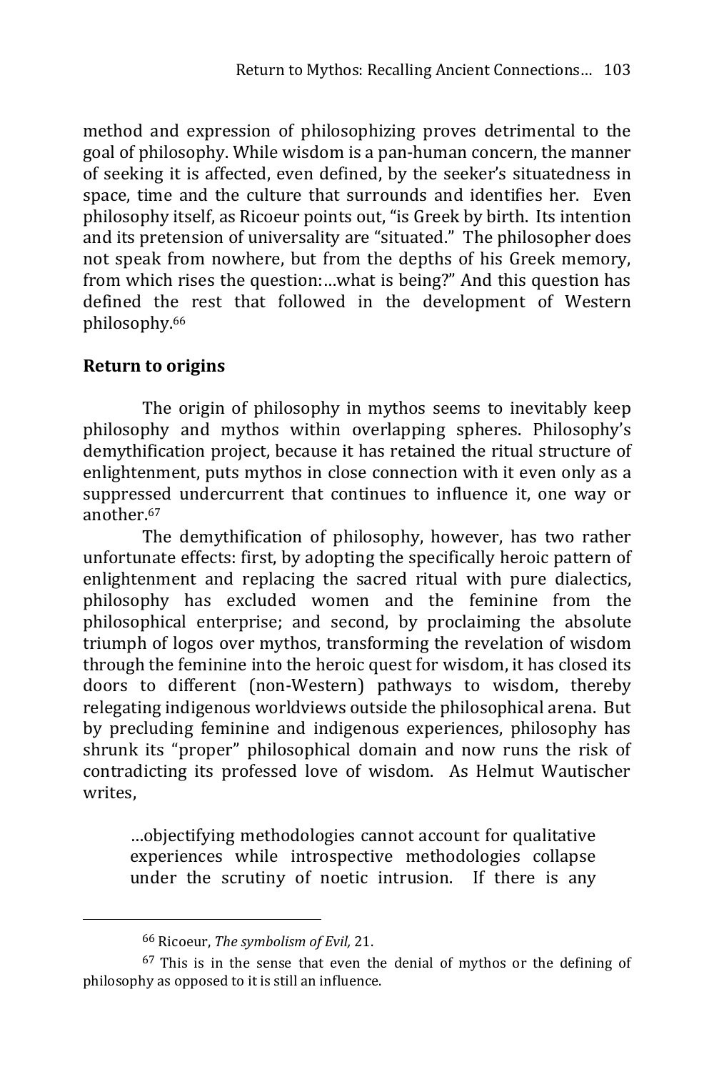method and expression of philosophizing proves detrimental to the goal of philosophy. While wisdom is a pan-human concern, the manner of seeking it is affected, even defined, by the seeker's situatedness in space, time and the culture that surrounds and identifies her. Even philosophy itself, as Ricoeur points out, "is Greek by birth. Its intention and its pretension of universality are "situated." The philosopher does not speak from nowhere, but from the depths of his Greek memory, from which rises the question:…what is being?" And this question has defined the rest that followed in the development of Western philosophy.[66]

## Return to origins

The origin of philosophy in mythos seems to inevitably keep philosophy and mythos within overlapping spheres. Philosophy's demythification project, because it has retained the ritual structure of enlightenment, puts mythos in close connection with it even only as a suppressed undercurrent that continues to influence it, one way or another.[67]

The demythification of philosophy, however, has two rather unfortunate effects: first, by adopting the specifically heroic pattern of enlightenment and replacing the sacred ritual with pure dialectics, philosophy has excluded women and the feminine from the philosophical enterprise; and second, by proclaiming the absolute triumph of logos over mythos, transforming the revelation of wisdom through the feminine into the heroic quest for wisdom, it has closed its doors to different (non-Western) pathways to wisdom, thereby relegating indigenous worldviews outside the philosophical arena. But by precluding feminine and indigenous experiences, philosophy has shrunk its "proper" philosophical domain and now runs the risk of contradicting its professed love of wisdom. As Helmut Wautischer writes,

> …objectifying methodologies cannot account for qualitative experiences while introspective methodologies collapse under the scrutiny of noetic intrusion. If there is any

---

[66] Ricoeur, *The symbolism of Evil,* 21.

[67] This is in the sense that even the denial of mythos or the defining of philosophy as opposed to it is still an influence.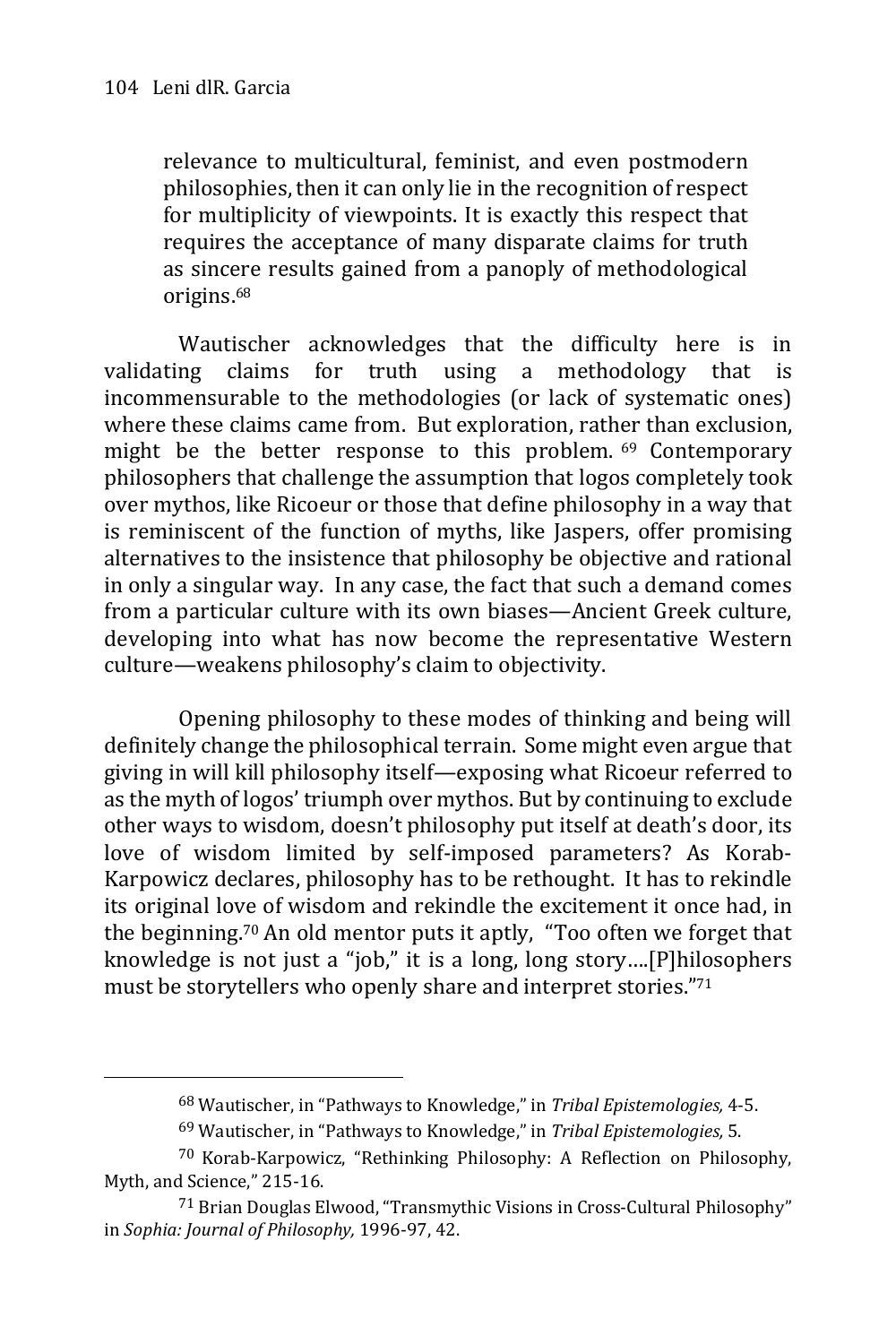> relevance to multicultural, feminist, and even postmodern philosophies, then it can only lie in the recognition of respect for multiplicity of viewpoints. It is exactly this respect that requires the acceptance of many disparate claims for truth as sincere results gained from a panoply of methodological origins.[68]

Wautischer acknowledges that the difficulty here is in validating claims for truth using a methodology that is incommensurable to the methodologies (or lack of systematic ones) where these claims came from. But exploration, rather than exclusion, might be the better response to this problem.[69] Contemporary philosophers that challenge the assumption that logos completely took over mythos, like Ricoeur or those that define philosophy in a way that is reminiscent of the function of myths, like Jaspers, offer promising alternatives to the insistence that philosophy be objective and rational in only a singular way. In any case, the fact that such a demand comes from a particular culture with its own biases—Ancient Greek culture, developing into what has now become the representative Western culture—weakens philosophy's claim to objectivity.

Opening philosophy to these modes of thinking and being will definitely change the philosophical terrain. Some might even argue that giving in will kill philosophy itself—exposing what Ricoeur referred to as the myth of logos' triumph over mythos. But by continuing to exclude other ways to wisdom, doesn't philosophy put itself at death's door, its love of wisdom limited by self-imposed parameters? As Korab-Karpowicz declares, philosophy has to be rethought. It has to rekindle its original love of wisdom and rekindle the excitement it once had, in the beginning.[70] An old mentor puts it aptly, "Too often we forget that knowledge is not just a "job," it is a long, long story….[P]hilosophers must be storytellers who openly share and interpret stories."[71]

---

[68] Wautischer, in "Pathways to Knowledge," in *Tribal Epistemologies,* 4-5.

[69] Wautischer, in "Pathways to Knowledge," in *Tribal Epistemologies,* 5.

[70] Korab-Karpowicz, "Rethinking Philosophy: A Reflection on Philosophy, Myth, and Science," 215-16.

[71] Brian Douglas Elwood, "Transmythic Visions in Cross-Cultural Philosophy" in *Sophia: Journal of Philosophy,* 1996-97, 42.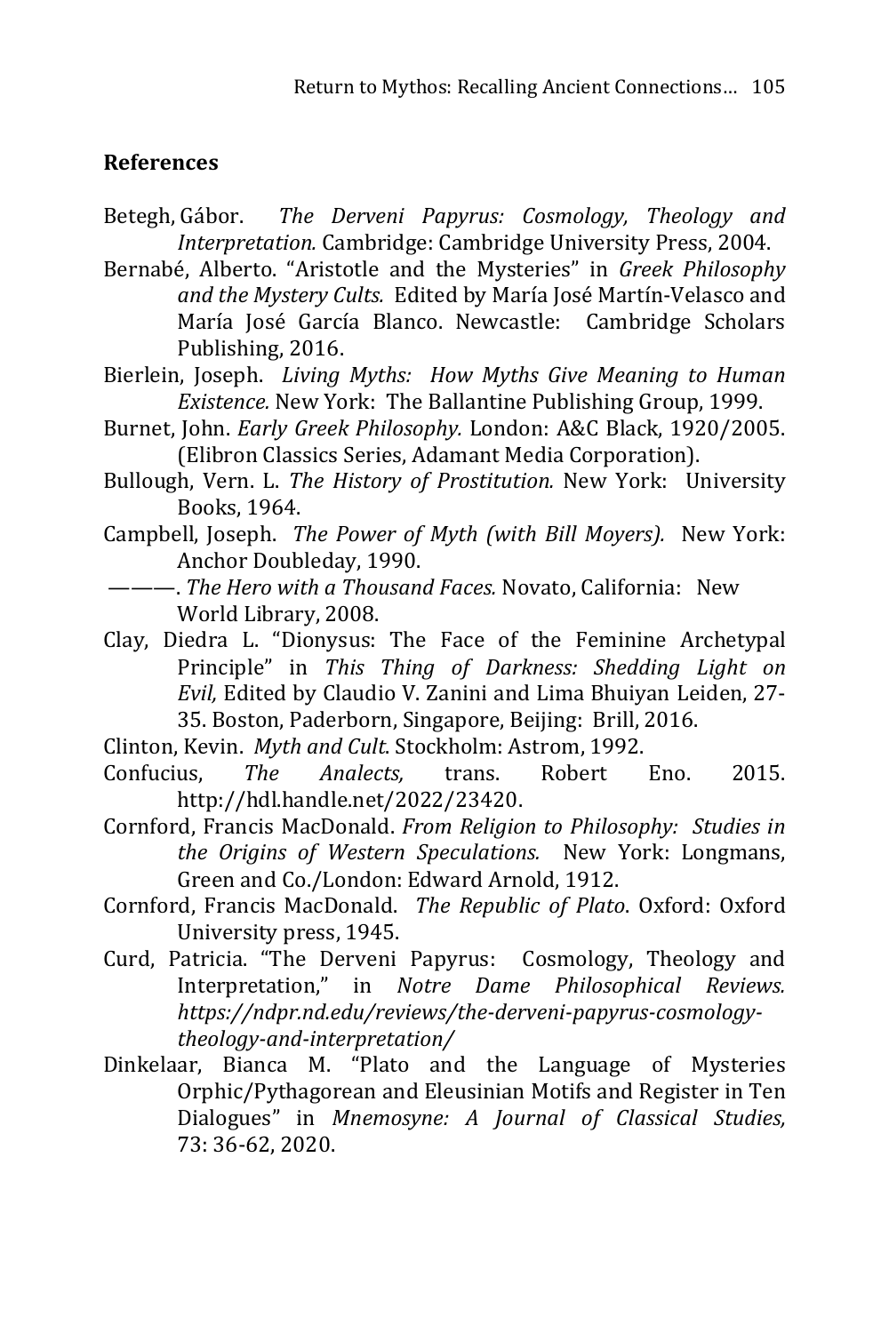### References

Betegh, Gábor. *The Derveni Papyrus: Cosmology, Theology and Interpretation.* Cambridge: Cambridge University Press, 2004.

Bernabé, Alberto. "Aristotle and the Mysteries" in *Greek Philosophy and the Mystery Cults.* Edited by María José Martín-Velasco and María José García Blanco. Newcastle: Cambridge Scholars Publishing, 2016.

Bierlein, Joseph. *Living Myths: How Myths Give Meaning to Human Existence.* New York: The Ballantine Publishing Group, 1999.

Burnet, John. *Early Greek Philosophy.* London: A&C Black, 1920/2005. (Elibron Classics Series, Adamant Media Corporation).

Bullough, Vern. L. *The History of Prostitution.* New York: University Books, 1964.

Campbell, Joseph. *The Power of Myth (with Bill Moyers).* New York: Anchor Doubleday, 1990.

———. *The Hero with a Thousand Faces.* Novato, California: New World Library, 2008.

Clay, Diedra L. "Dionysus: The Face of the Feminine Archetypal Principle" in *This Thing of Darkness: Shedding Light on Evil,* Edited by Claudio V. Zanini and Lima Bhuiyan Leiden, 27-35. Boston, Paderborn, Singapore, Beijing: Brill, 2016.

Clinton, Kevin. *Myth and Cult*. Stockholm: Astrom, 1992.

Confucius, *The Analects,* trans. Robert Eno. 2015. http://hdl.handle.net/2022/23420.

Cornford, Francis MacDonald. *From Religion to Philosophy: Studies in the Origins of Western Speculations.* New York: Longmans, Green and Co./London: Edward Arnold, 1912.

Cornford, Francis MacDonald. *The Republic of Plato*. Oxford: Oxford University press, 1945.

Curd, Patricia. "The Derveni Papyrus: Cosmology, Theology and Interpretation," in *Notre Dame Philosophical Reviews. https://ndpr.nd.edu/reviews/the-derveni-papyrus-cosmology-theology-and-interpretation/*

Dinkelaar, Bianca M. "Plato and the Language of Mysteries Orphic/Pythagorean and Eleusinian Motifs and Register in Ten Dialogues" in *Mnemosyne: A Journal of Classical Studies,* 73: 36-62, 2020.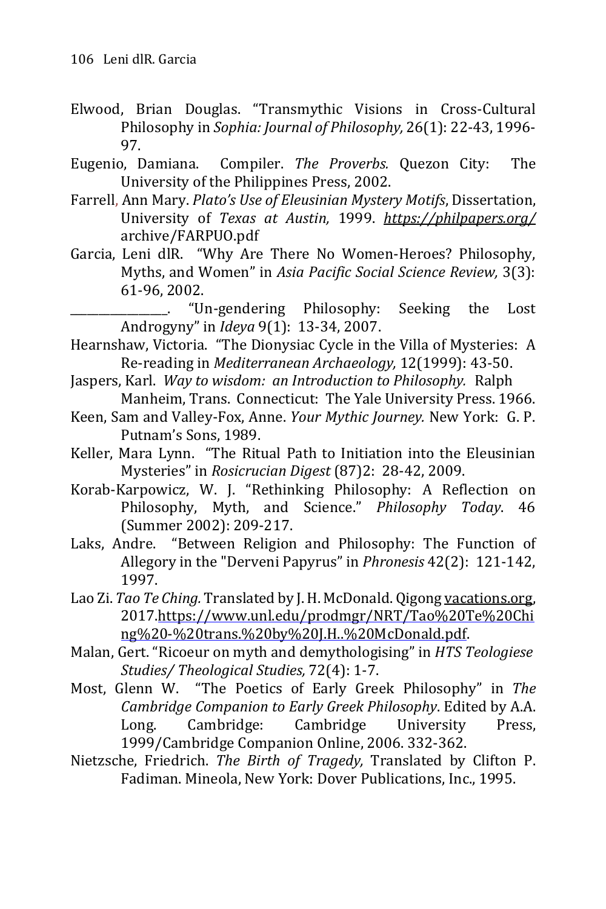Elwood, Brian Douglas. "Transmythic Visions in Cross-Cultural Philosophy in *Sophia: Journal of Philosophy,* 26(1): 22-43, 1996-97.

Eugenio, Damiana. Compiler. *The Proverbs.* Quezon City: The University of the Philippines Press, 2002.

Farrell, Ann Mary. *Plato's Use of Eleusinian Mystery Motifs*, Dissertation, University of *Texas at Austin,* 1999. *https://philpapers.org/* archive/FARPUO.pdf

Garcia, Leni dlR. "Why Are There No Women-Heroes? Philosophy, Myths, and Women" in *Asia Pacific Social Science Review,* 3(3): 61-96, 2002.

________________. "Un-gendering Philosophy: Seeking the Lost Androgyny" in *Ideya* 9(1): 13-34, 2007.

Hearnshaw, Victoria. "The Dionysiac Cycle in the Villa of Mysteries: A Re-reading in *Mediterranean Archaeology,* 12(1999): 43-50.

Jaspers, Karl. *Way to wisdom: an Introduction to Philosophy.* Ralph Manheim, Trans. Connecticut: The Yale University Press. 1966.

Keen, Sam and Valley-Fox, Anne. *Your Mythic Journey.* New York: G. P. Putnam's Sons, 1989.

Keller, Mara Lynn. "The Ritual Path to Initiation into the Eleusinian Mysteries" in *Rosicrucian Digest* (87)2: 28-42, 2009.

Korab-Karpowicz, W. J. "Rethinking Philosophy: A Reflection on Philosophy, Myth, and Science." *Philosophy Today*. 46 (Summer 2002): 209-217.

Laks, Andre. "Between Religion and Philosophy: The Function of Allegory in the "Derveni Papyrus" in *Phronesis* 42(2): 121-142, 1997.

Lao Zi. *Tao Te Ching.* Translated by J. H. McDonald. Qigong vacations.org, 2017.https://www.unl.edu/prodmgr/NRT/Tao%20Te%20Ching%20-%20trans.%20by%20J.H..%20McDonald.pdf.

Malan, Gert. "Ricoeur on myth and demythologising" in *HTS Teologiese Studies/ Theological Studies,* 72(4): 1-7.

Most, Glenn W. "The Poetics of Early Greek Philosophy" in *The Cambridge Companion to Early Greek Philosophy*. Edited by A.A. Long. Cambridge: Cambridge University Press, 1999/Cambridge Companion Online, 2006. 332-362.

Nietzsche, Friedrich. *The Birth of Tragedy,* Translated by Clifton P. Fadiman. Mineola, New York: Dover Publications, Inc., 1995.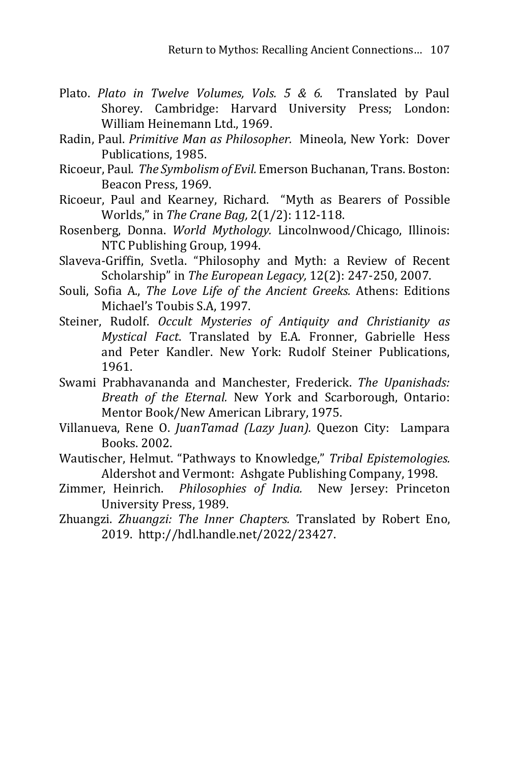Plato. *Plato in Twelve Volumes, Vols. 5 & 6.* Translated by Paul Shorey. Cambridge: Harvard University Press; London: William Heinemann Ltd., 1969.

Radin, Paul. *Primitive Man as Philosopher.* Mineola, New York: Dover Publications, 1985.

Ricoeur, Paul. *The Symbolism of Evil.* Emerson Buchanan, Trans. Boston: Beacon Press, 1969.

Ricoeur, Paul and Kearney, Richard. "Myth as Bearers of Possible Worlds," in *The Crane Bag,* 2(1/2): 112-118.

Rosenberg, Donna. *World Mythology.* Lincolnwood/Chicago, Illinois: NTC Publishing Group, 1994.

Slaveva-Griffin, Svetla. "Philosophy and Myth: a Review of Recent Scholarship" in *The European Legacy,* 12(2): 247-250, 2007.

Souli, Sofia A., *The Love Life of the Ancient Greeks.* Athens: Editions Michael's Toubis S.A, 1997.

Steiner, Rudolf. *Occult Mysteries of Antiquity and Christianity as Mystical Fact*. Translated by E.A. Fronner, Gabrielle Hess and Peter Kandler. New York: Rudolf Steiner Publications, 1961.

Swami Prabhavananda and Manchester, Frederick. *The Upanishads: Breath of the Eternal.* New York and Scarborough, Ontario: Mentor Book/New American Library, 1975.

Villanueva, Rene O. *JuanTamad (Lazy Juan).* Quezon City: Lampara Books. 2002.

Wautischer, Helmut. "Pathways to Knowledge," *Tribal Epistemologies.* Aldershot and Vermont: Ashgate Publishing Company, 1998.

Zimmer, Heinrich. *Philosophies of India.* New Jersey: Princeton University Press, 1989.

Zhuangzi. *Zhuangzi: The Inner Chapters.* Translated by Robert Eno, 2019. http://hdl.handle.net/2022/23427.